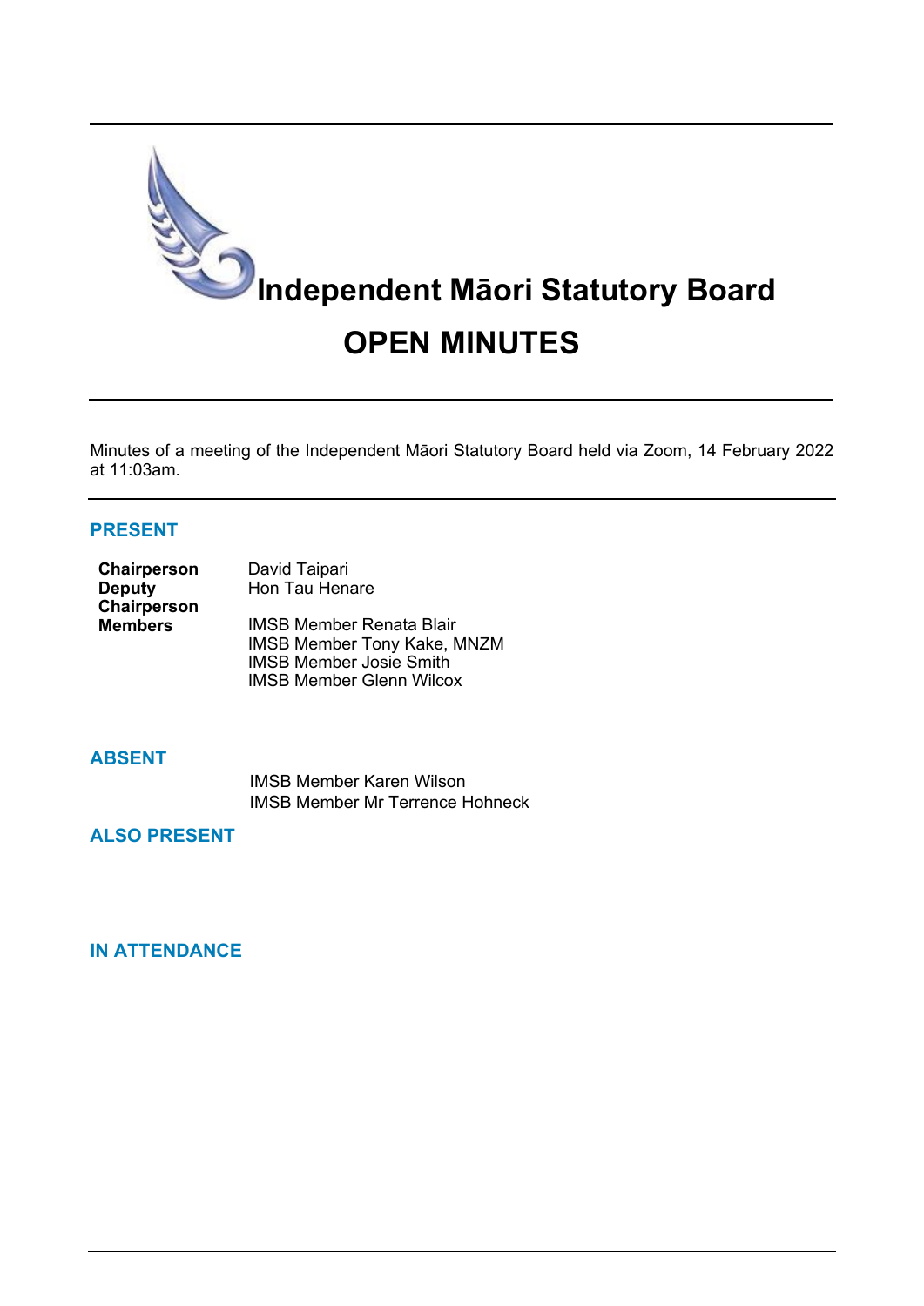# Independent Māori Statutory Board

# OPEN MINUTES

Minutes of a meeting of the Independent Māori Statutory Board held via Zoom, 14 February 2022 at 11:03am.

## PRESENT

| | |
|---|---|
| **Chairperson** | David Taipari |
| **Deputy Chairperson** | Hon Tau Henare |
| **Members** | IMSB Member Renata Blair |
| | IMSB Member Tony Kake, MNZM |
| | IMSB Member Josie Smith |
| | IMSB Member Glenn Wilcox |

## ABSENT

IMSB Member Karen Wilson
IMSB Member Mr Terrence Hohneck

## ALSO PRESENT

## IN ATTENDANCE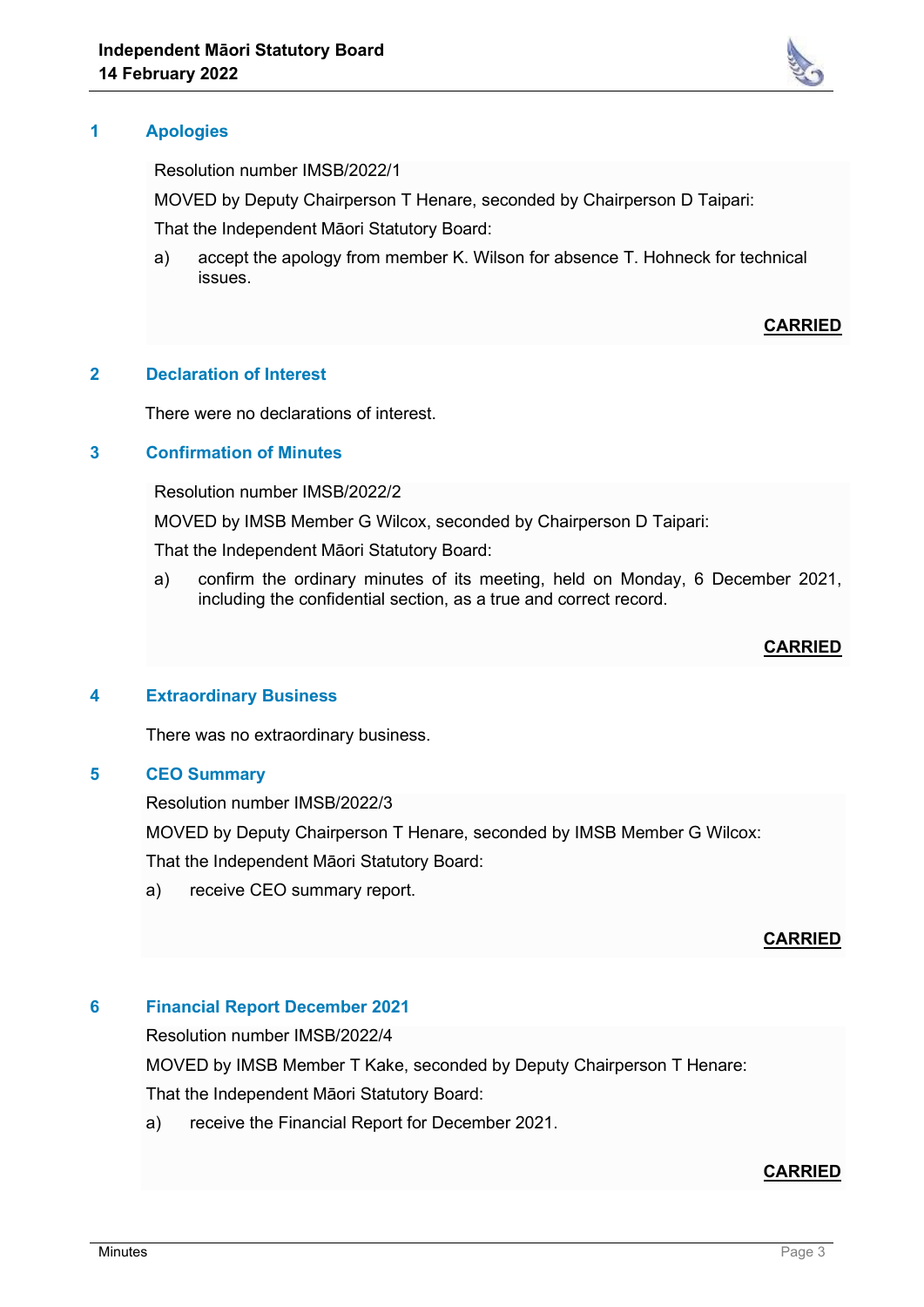## 1 Apologies

Resolution number IMSB/2022/1

MOVED by Deputy Chairperson T Henare, seconded by Chairperson D Taipari:

That the Independent Māori Statutory Board:

a) accept the apology from member K. Wilson for absence T. Hohneck for technical issues.

**CARRIED**

## 2 Declaration of Interest

There were no declarations of interest.

## 3 Confirmation of Minutes

Resolution number IMSB/2022/2

MOVED by IMSB Member G Wilcox, seconded by Chairperson D Taipari:

That the Independent Māori Statutory Board:

a) confirm the ordinary minutes of its meeting, held on Monday, 6 December 2021, including the confidential section, as a true and correct record.

**CARRIED**

## 4 Extraordinary Business

There was no extraordinary business.

## 5 CEO Summary

Resolution number IMSB/2022/3

MOVED by Deputy Chairperson T Henare, seconded by IMSB Member G Wilcox:

That the Independent Māori Statutory Board:

a) receive CEO summary report.

**CARRIED**

## 6 Financial Report December 2021

Resolution number IMSB/2022/4

MOVED by IMSB Member T Kake, seconded by Deputy Chairperson T Henare:

That the Independent Māori Statutory Board:

a) receive the Financial Report for December 2021.

**CARRIED**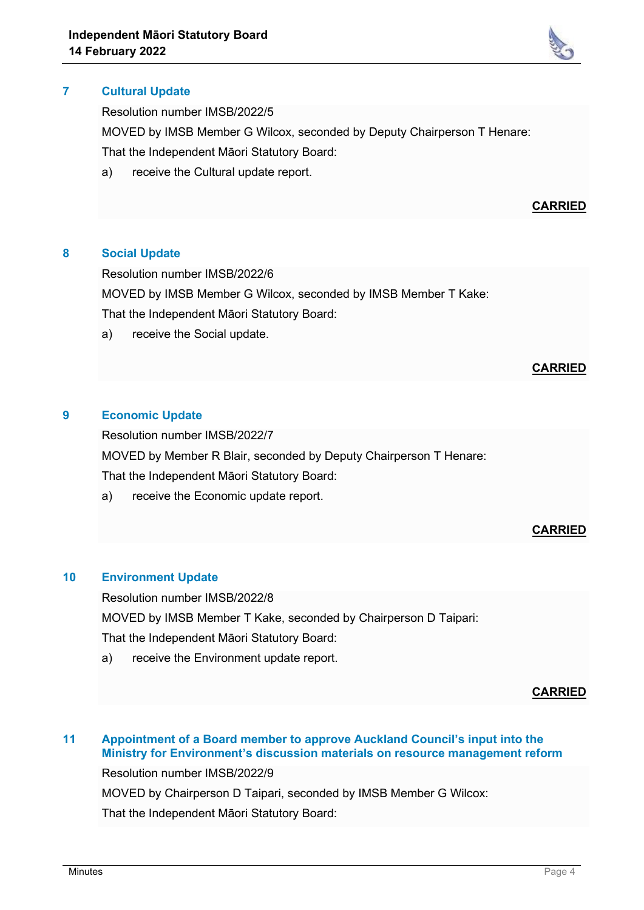## 7 Cultural Update

Resolution number IMSB/2022/5

MOVED by IMSB Member G Wilcox, seconded by Deputy Chairperson T Henare:

That the Independent Māori Statutory Board:

a) receive the Cultural update report.

**CARRIED**

## 8 Social Update

Resolution number IMSB/2022/6

MOVED by IMSB Member G Wilcox, seconded by IMSB Member T Kake:

That the Independent Māori Statutory Board:

a) receive the Social update.

**CARRIED**

## 9 Economic Update

Resolution number IMSB/2022/7

MOVED by Member R Blair, seconded by Deputy Chairperson T Henare:

That the Independent Māori Statutory Board:

a) receive the Economic update report.

**CARRIED**

## 10 Environment Update

Resolution number IMSB/2022/8

MOVED by IMSB Member T Kake, seconded by Chairperson D Taipari:

That the Independent Māori Statutory Board:

a) receive the Environment update report.

**CARRIED**

## 11 Appointment of a Board member to approve Auckland Council's input into the Ministry for Environment's discussion materials on resource management reform

Resolution number IMSB/2022/9

MOVED by Chairperson D Taipari, seconded by IMSB Member G Wilcox:

That the Independent Māori Statutory Board: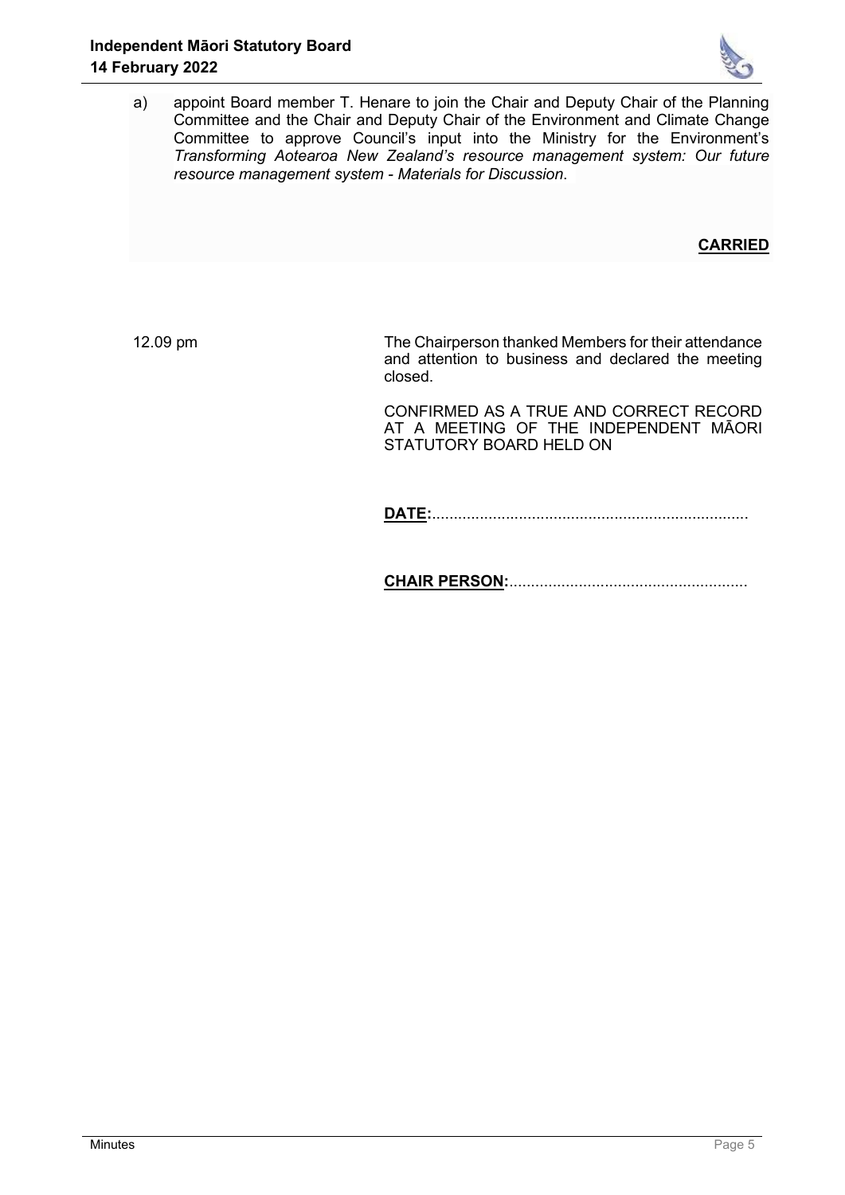a) appoint Board member T. Henare to join the Chair and Deputy Chair of the Planning Committee and the Chair and Deputy Chair of the Environment and Climate Change Committee to approve Council's input into the Ministry for the Environment's *Transforming Aotearoa New Zealand's resource management system: Our future resource management system - Materials for Discussion*.

**CARRIED**

12.09 pm The Chairperson thanked Members for their attendance and attention to business and declared the meeting closed.

CONFIRMED AS A TRUE AND CORRECT RECORD AT A MEETING OF THE INDEPENDENT MĀORI STATUTORY BOARD HELD ON

**DATE:**.........................................................................

**CHAIR PERSON:**.......................................................